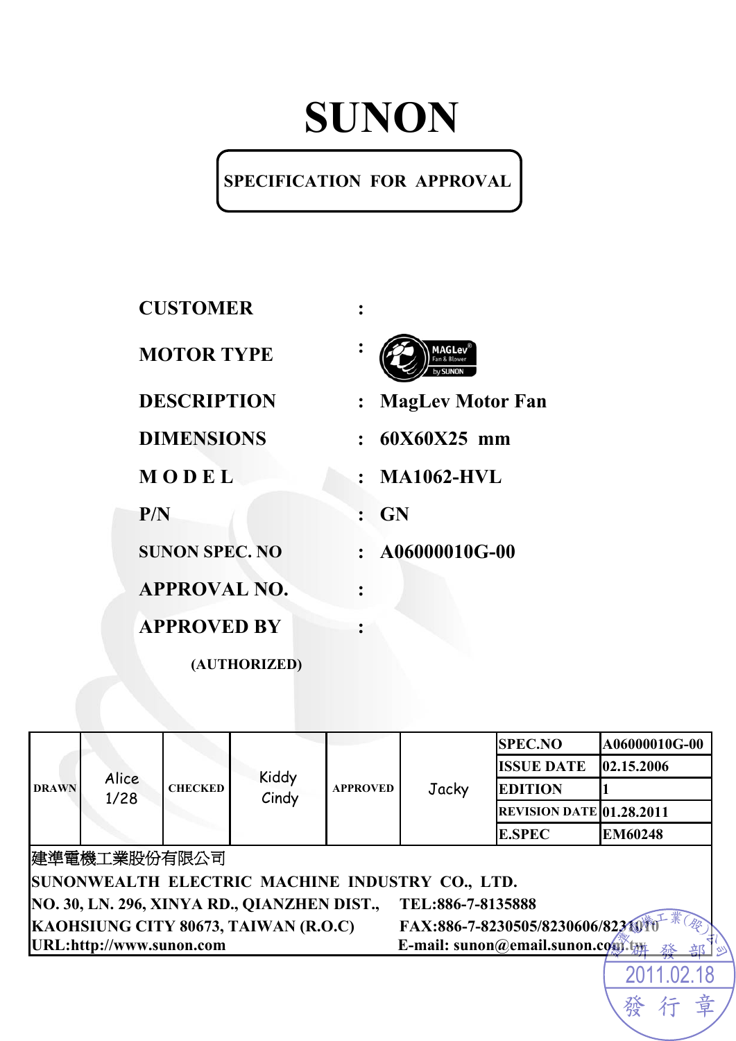# SUNON

**SPECIFICATION FOR APPROVAL**

| | | |
|---|---|---|
| **CUSTOMER** | : | |
| **MOTOR TYPE** | : | MAGLev Fan & Blower by SUNON |
| **DESCRIPTION** | : | **MagLev Motor Fan** |
| **DIMENSIONS** | : | **60X60X25 mm** |
| **MODEL** | : | **MA1062-HVL** |
| **P/N** | : | **GN** |
| **SUNON SPEC. NO** | : | **A06000010G-00** |
| **APPROVAL NO.** | : | |
| **APPROVED BY** | : | |

**(AUTHORIZED)**

| DRAWN | Alice 1/28 | CHECKED | Kiddy Cindy | APPROVED | Jacky | SPEC.NO | A06000010G-00 |
|---|---|---|---|---|---|---|---|
| | | | | | | ISSUE DATE | 02.15.2006 |
| | | | | | | EDITION | 1 |
| | | | | | | REVISION DATE | 01.28.2011 |
| | | | | | | E.SPEC | EM60248 |

建準電機工業股份有限公司

**SUNONWEALTH ELECTRIC MACHINE INDUSTRY CO., LTD.**

**NO. 30, LN. 296, XINYA RD., QIANZHEN DIST., TEL:886-7-8135888**

**KAOHSIUNG CITY 80673, TAIWAN (R.O.C) FAX:886-7-8230505/8230606/8231010**

**URL:http://www.sunon.com E-mail: sunon@email.sunon.com.tw**

建準電機工業(股)公司 研發部 2011.02.18 發行章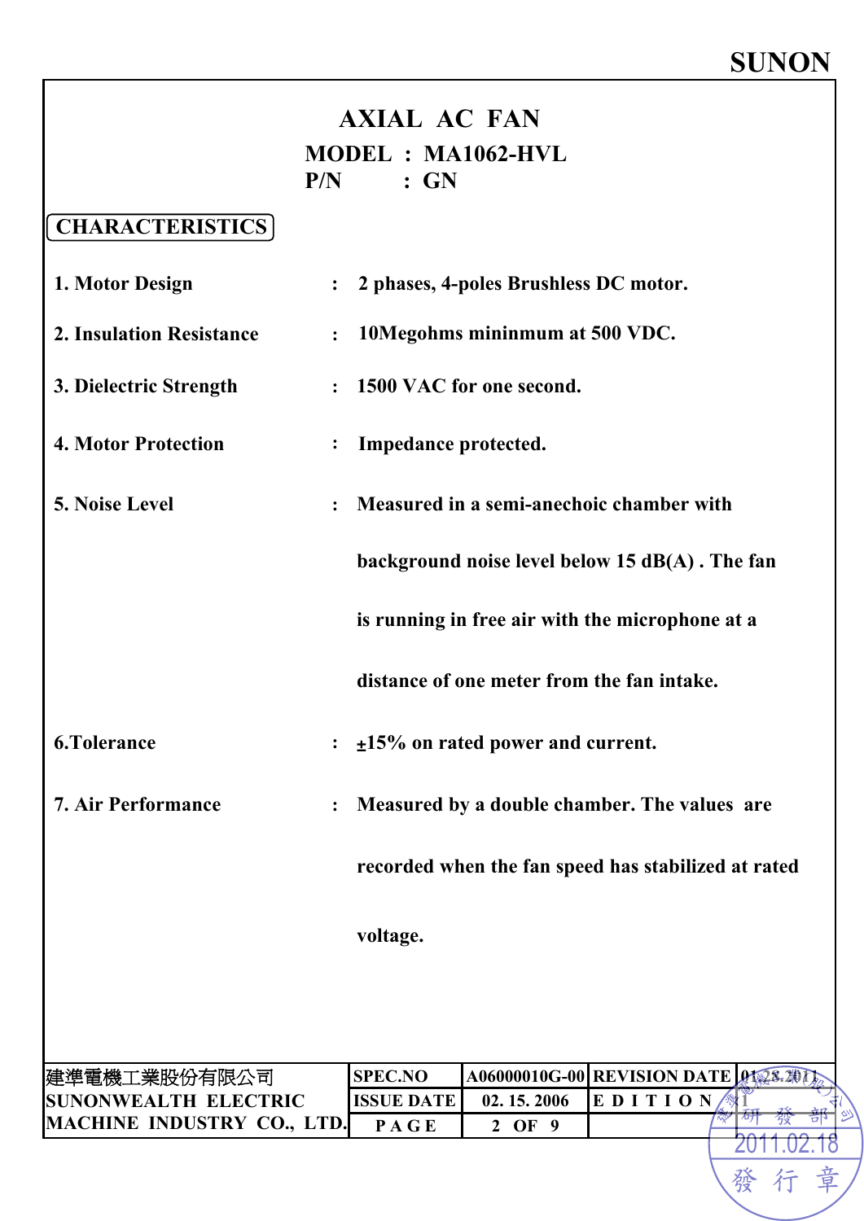# AXIAL AC FAN

**MODEL : MA1062-HVL**
**P/N : GN**

## CHARACTERISTICS

**1. Motor Design** : 2 phases, 4-poles Brushless DC motor.

**2. Insulation Resistance** : 10Megohms mininmum at 500 VDC.

**3. Dielectric Strength** : 1500 VAC for one second.

**4. Motor Protection** : Impedance protected.

**5. Noise Level** : Measured in a semi-anechoic chamber with background noise level below 15 dB(A) . The fan is running in free air with the microphone at a distance of one meter from the fan intake.

**6.Tolerance** : ±15% on rated power and current.

**7. Air Performance** : Measured by a double chamber. The values are recorded when the fan speed has stabilized at rated voltage.

| 建準電機工業股份有限公司 SUNONWEALTH ELECTRIC MACHINE INDUSTRY CO., LTD. | SPEC.NO | A06000010G-00 | REVISION DATE | 01.28.2011 |
|---|---|---|---|---|
| | ISSUE DATE | 02. 15. 2006 | EDITION | 1 |
| | PAGE | 2 OF 9 | | |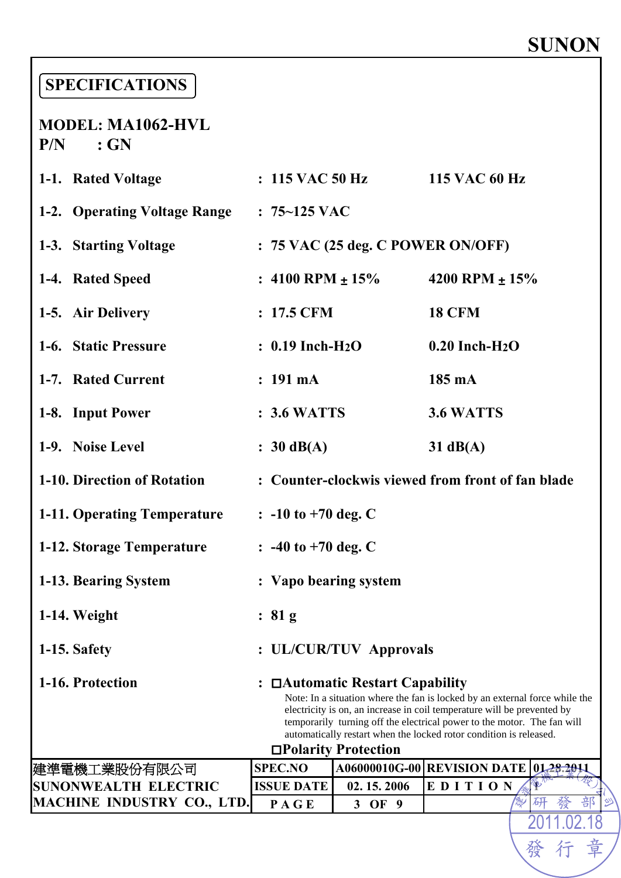**SUNON**

## SPECIFICATIONS

**MODEL: MA1062-HVL**
**P/N : GN**

| Item | | 50 Hz | 60 Hz |
|---|---|---|---|
| 1-1. Rated Voltage | : | 115 VAC 50 Hz | 115 VAC 60 Hz |
| 1-2. Operating Voltage Range | : | 75~125 VAC | |
| 1-3. Starting Voltage | : | 75 VAC (25 deg. C POWER ON/OFF) | |
| 1-4. Rated Speed | : | 4100 RPM ± 15% | 4200 RPM ± 15% |
| 1-5. Air Delivery | : | 17.5 CFM | 18 CFM |
| 1-6. Static Pressure | : | 0.19 Inch-$H_2O$ | 0.20 Inch-$H_2O$ |
| 1-7. Rated Current | : | 191 mA | 185 mA |
| 1-8. Input Power | : | 3.6 WATTS | 3.6 WATTS |
| 1-9. Noise Level | : | 30 dB(A) | 31 dB(A) |
| 1-10. Direction of Rotation | : | Counter-clockwis viewed from front of fan blade | |
| 1-11. Operating Temperature | : | -10 to +70 deg. C | |
| 1-12. Storage Temperature | : | -40 to +70 deg. C | |
| 1-13. Bearing System | : | Vapo bearing system | |
| 1-14. Weight | : | 81 g | |
| 1-15. Safety | : | UL/CUR/TUV Approvals | |

1-16. Protection : 

- □ **Automatic Restart Capability**

  Note: In a situation where the fan is locked by an external force while the electricity is on, an increase in coil temperature will be prevented by temporarily turning off the electrical power to the motor. The fan will automatically restart when the locked rotor condition is released.

- □ **Polarity Protection**

| 建準電機工業股份有限公司 SUNONWEALTH ELECTRIC MACHINE INDUSTRY CO., LTD. | SPEC.NO | A06000010G-00 | REVISION DATE | 01.28.2011 |
|---|---|---|---|---|
| | ISSUE DATE | 02. 15. 2006 | EDITION | 1 |
| | PAGE | 3 OF 9 | | |

建準電機工業(股)公司 研發部 2011.02.18 發行章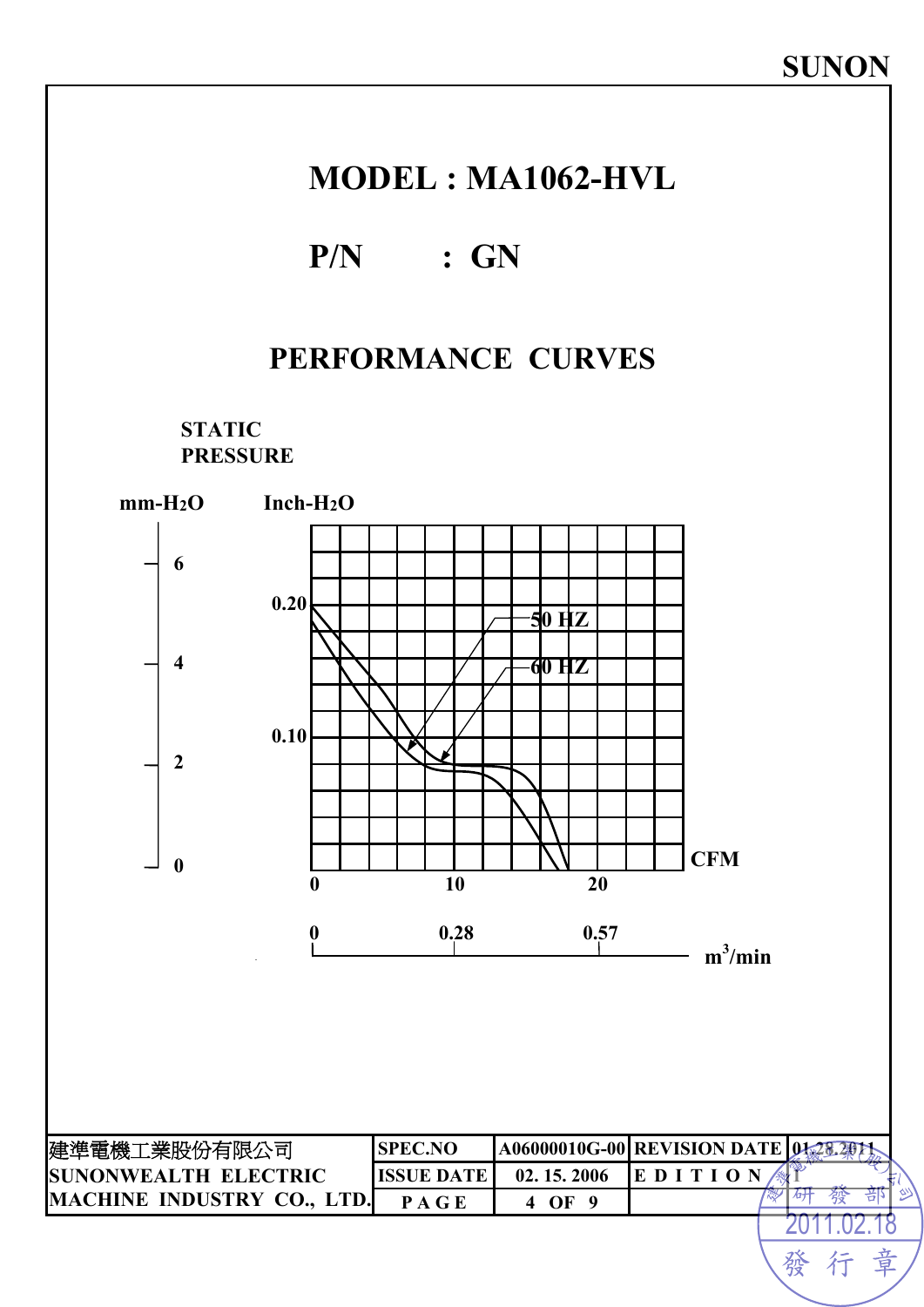# MODEL : MA1062-HVL

## P/N : GN

## PERFORMANCE CURVES

STATIC PRESSURE

mm-$H_2O$ &nbsp;&nbsp; Inch-$H_2O$

6

0.20

50 HZ

4

60 HZ

0.10

2

0

CFM

0 &nbsp;&nbsp; 10 &nbsp;&nbsp; 20

0 &nbsp;&nbsp; 0.28 &nbsp;&nbsp; 0.57

$m^3$/min

| 建準電機工業股份有限公司 SUNONWEALTH ELECTRIC MACHINE INDUSTRY CO., LTD. | SPEC.NO | A06000010G-00 | REVISION DATE | 01.28.2011 |
|---|---|---|---|---|
| | ISSUE DATE | 02. 15. 2006 | EDITION | 1 |
| | PAGE | 4 OF 9 | | |

建準電機工業(股)公司 研發部 2011.02.18 發行章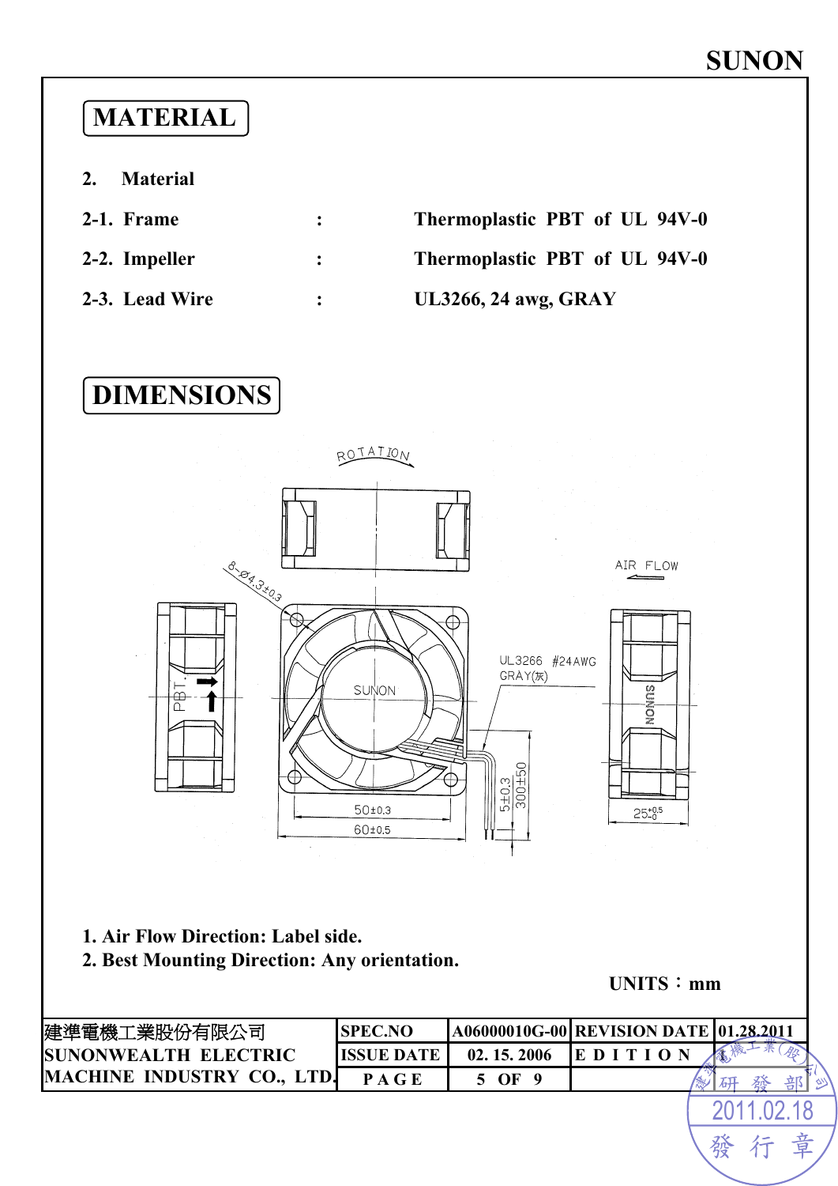SUNON

# MATERIAL

2. Material

2-1. Frame : Thermoplastic PBT of UL 94V-0

2-2. Impeller : Thermoplastic PBT of UL 94V-0

2-3. Lead Wire : UL3266, 24 awg, GRAY

# DIMENSIONS

ROTATION

AIR FLOW

8-Ø4.3±0.3

UL3266 #24AWG
GRAY(灰)

SUNON

PBT

50±0.3

60±0.5

5±0.3

300±50

$25^{+0.5}_{-0}$

1. Air Flow Direction: Label side.
2. Best Mounting Direction: Any orientation.

UNITS：mm

| 建準電機工業股份有限公司 SUNONWEALTH ELECTRIC MACHINE INDUSTRY CO., LTD. | SPEC.NO | A06000010G-00 | REVISION DATE | 01.28.2011 |
|---|---|---|---|---|
| | ISSUE DATE | 02. 15. 2006 | EDITION | |
| | PAGE | 5 OF 9 | | |

建準電機工業(股)公司 研發部 2011.02.18 發行章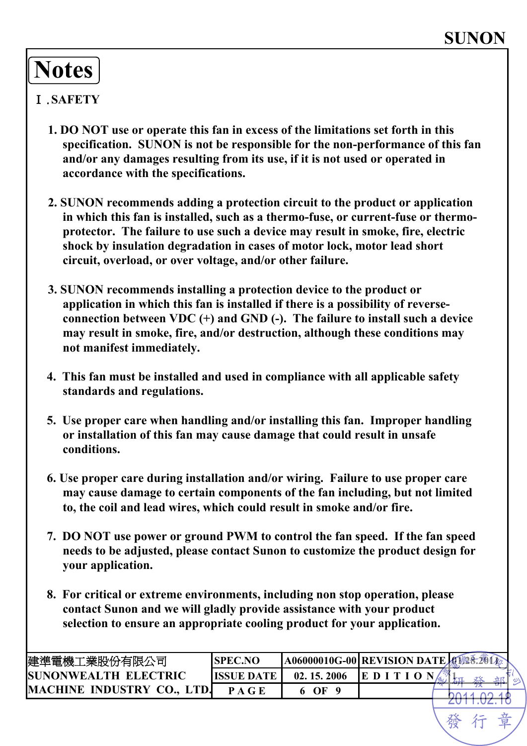# Notes

## Ⅰ.SAFETY

1. DO NOT use or operate this fan in excess of the limitations set forth in this specification. SUNON is not be responsible for the non-performance of this fan and/or any damages resulting from its use, if it is not used or operated in accordance with the specifications.

2. SUNON recommends adding a protection circuit to the product or application in which this fan is installed, such as a thermo-fuse, or current-fuse or thermo-protector. The failure to use such a device may result in smoke, fire, electric shock by insulation degradation in cases of motor lock, motor lead short circuit, overload, or over voltage, and/or other failure.

3. SUNON recommends installing a protection device to the product or application in which this fan is installed if there is a possibility of reverse-connection between VDC (+) and GND (-). The failure to install such a device may result in smoke, fire, and/or destruction, although these conditions may not manifest immediately.

4. This fan must be installed and used in compliance with all applicable safety standards and regulations.

5. Use proper care when handling and/or installing this fan. Improper handling or installation of this fan may cause damage that could result in unsafe conditions.

6. Use proper care during installation and/or wiring. Failure to use proper care may cause damage to certain components of the fan including, but not limited to, the coil and lead wires, which could result in smoke and/or fire.

7. DO NOT use power or ground PWM to control the fan speed. If the fan speed needs to be adjusted, please contact Sunon to customize the product design for your application.

8. For critical or extreme environments, including non stop operation, please contact Sunon and we will gladly provide assistance with your product selection to ensure an appropriate cooling product for your application.

| 建準電機工業股份有限公司 SUNONWEALTH ELECTRIC MACHINE INDUSTRY CO., LTD. | SPEC.NO | A06000010G-00 | REVISION DATE | 01.28.2011 |
|---|---|---|---|---|
| | ISSUE DATE | 02. 15. 2006 | EDITION | 1 |
| | PAGE | 6 OF 9 | | |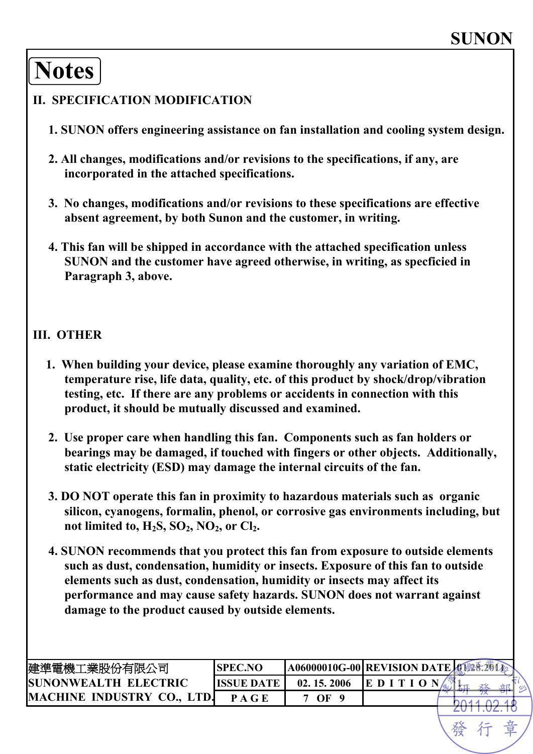# Notes

## II. SPECIFICATION MODIFICATION

1. SUNON offers engineering assistance on fan installation and cooling system design.

2. All changes, modifications and/or revisions to the specifications, if any, are incorporated in the attached specifications.

3. No changes, modifications and/or revisions to these specifications are effective absent agreement, by both Sunon and the customer, in writing.

4. This fan will be shipped in accordance with the attached specification unless SUNON and the customer have agreed otherwise, in writing, as specficied in Paragraph 3, above.

## III. OTHER

1. When building your device, please examine thoroughly any variation of EMC, temperature rise, life data, quality, etc. of this product by shock/drop/vibration testing, etc. If there are any problems or accidents in connection with this product, it should be mutually discussed and examined.

2. Use proper care when handling this fan. Components such as fan holders or bearings may be damaged, if touched with fingers or other objects. Additionally, static electricity (ESD) may damage the internal circuits of the fan.

3. DO NOT operate this fan in proximity to hazardous materials such as organic silicon, cyanogens, formalin, phenol, or corrosive gas environments including, but not limited to, $H_2S$, $SO_2$, $NO_2$, or $Cl_2$.

4. SUNON recommends that you protect this fan from exposure to outside elements such as dust, condensation, humidity or insects. Exposure of this fan to outside elements such as dust, condensation, humidity or insects may affect its performance and may cause safety hazards. SUNON does not warrant against damage to the product caused by outside elements.

| 建準電機工業股份有限公司 SUNONWEALTH ELECTRIC MACHINE INDUSTRY CO., LTD. | SPEC.NO | A06000010G-00 | REVISION DATE | 01.28.2011 |
|---|---|---|---|---|
| | ISSUE DATE | 02. 15. 2006 | EDITION | 1 |
| | PAGE | 7 OF 9 | | |

建準電機工業股份有限公司 研發部 2011.02.18 發行章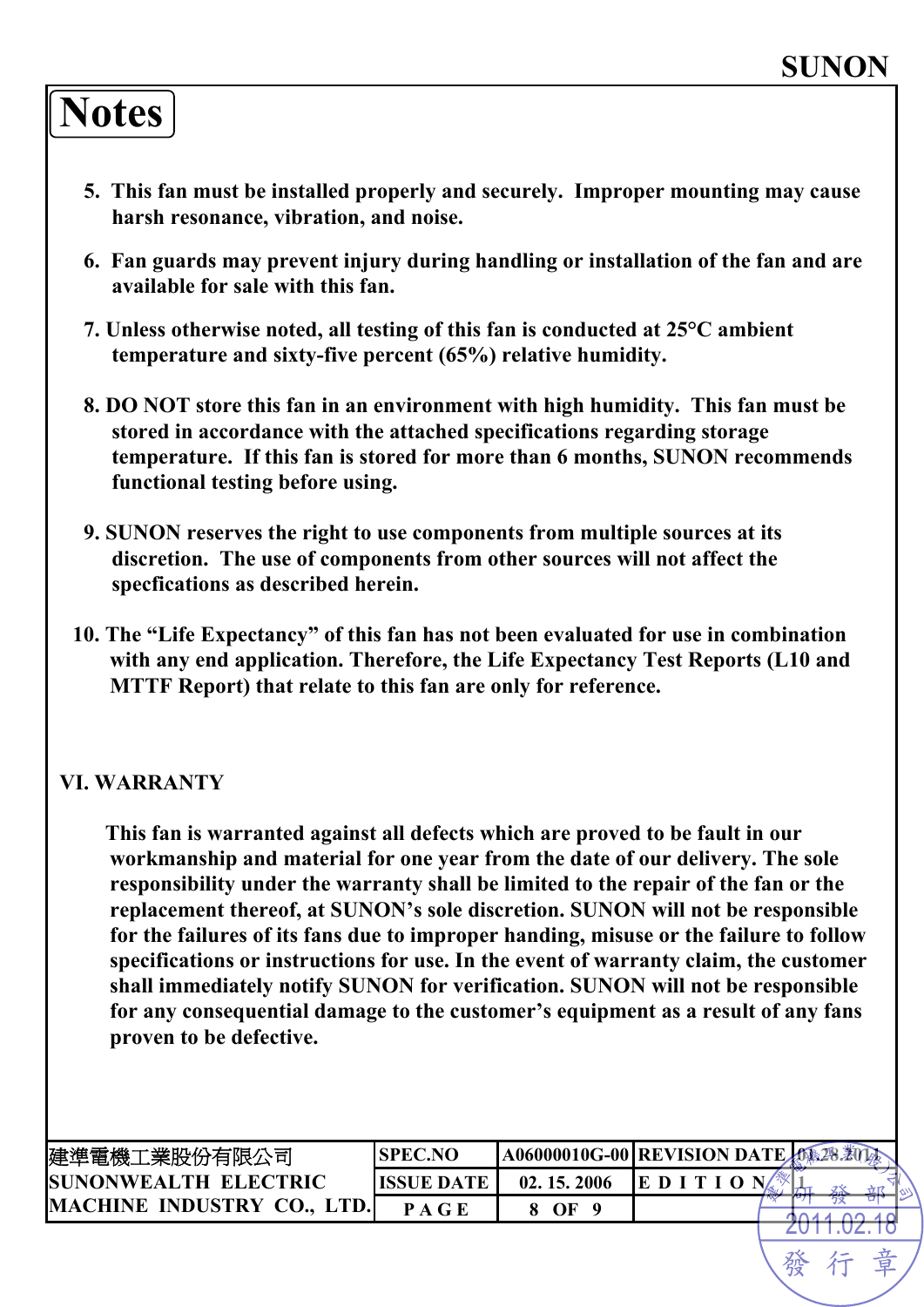## Notes

5. This fan must be installed properly and securely. Improper mounting may cause harsh resonance, vibration, and noise.

6. Fan guards may prevent injury during handling or installation of the fan and are available for sale with this fan.

7. Unless otherwise noted, all testing of this fan is conducted at 25°C ambient temperature and sixty-five percent (65%) relative humidity.

8. DO NOT store this fan in an environment with high humidity. This fan must be stored in accordance with the attached specifications regarding storage temperature. If this fan is stored for more than 6 months, SUNON recommends functional testing before using.

9. SUNON reserves the right to use components from multiple sources at its discretion. The use of components from other sources will not affect the specfications as described herein.

10. The "Life Expectancy" of this fan has not been evaluated for use in combination with any end application. Therefore, the Life Expectancy Test Reports (L10 and MTTF Report) that relate to this fan are only for reference.

## VI. WARRANTY

This fan is warranted against all defects which are proved to be fault in our workmanship and material for one year from the date of our delivery. The sole responsibility under the warranty shall be limited to the repair of the fan or the replacement thereof, at SUNON's sole discretion. SUNON will not be responsible for the failures of its fans due to improper handing, misuse or the failure to follow specifications or instructions for use. In the event of warranty claim, the customer shall immediately notify SUNON for verification. SUNON will not be responsible for any consequential damage to the customer's equipment as a result of any fans proven to be defective.

| 建準電機工業股份有限公司 SUNONWEALTH ELECTRIC MACHINE INDUSTRY CO., LTD. | SPEC.NO | A06000010G-00 | REVISION DATE | 01.28.2011 |
|---|---|---|---|---|
| | ISSUE DATE | 02. 15. 2006 | EDITION | 1 |
| | PAGE | 8 OF 9 | | |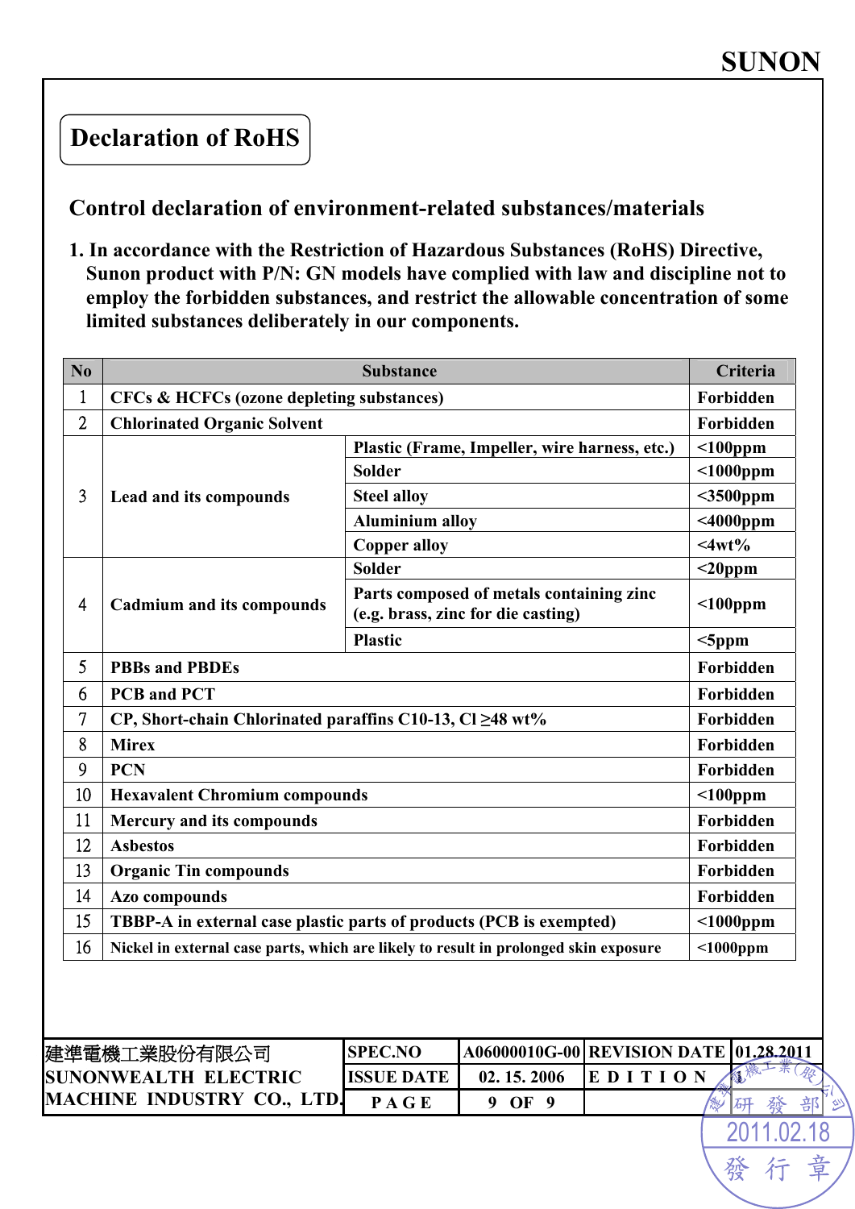# Declaration of RoHS

## Control declaration of environment-related substances/materials

1. In accordance with the Restriction of Hazardous Substances (RoHS) Directive, Sunon product with P/N: GN models have complied with law and discipline not to employ the forbidden substances, and restrict the allowable concentration of some limited substances deliberately in our components.

| No | Substance | | Criteria |
|---|---|---|---|
| 1 | CFCs & HCFCs (ozone depleting substances) | | Forbidden |
| 2 | Chlorinated Organic Solvent | | Forbidden |
| 3 | Lead and its compounds | Plastic (Frame, Impeller, wire harness, etc.) | <100ppm |
| | | Solder | <1000ppm |
| | | Steel alloy | <3500ppm |
| | | Aluminium alloy | <4000ppm |
| | | Copper alloy | <4wt% |
| 4 | Cadmium and its compounds | Solder | <20ppm |
| | | Parts composed of metals containing zinc (e.g. brass, zinc for die casting) | <100ppm |
| | | Plastic | <5ppm |
| 5 | PBBs and PBDEs | | Forbidden |
| 6 | PCB and PCT | | Forbidden |
| 7 | CP, Short-chain Chlorinated paraffins C10-13, Cl ≥48 wt% | | Forbidden |
| 8 | Mirex | | Forbidden |
| 9 | PCN | | Forbidden |
| 10 | Hexavalent Chromium compounds | | <100ppm |
| 11 | Mercury and its compounds | | Forbidden |
| 12 | Asbestos | | Forbidden |
| 13 | Organic Tin compounds | | Forbidden |
| 14 | Azo compounds | | Forbidden |
| 15 | TBBP-A in external case plastic parts of products (PCB is exempted) | | <1000ppm |
| 16 | Nickel in external case parts, which are likely to result in prolonged skin exposure | | <1000ppm |

| | | | | |
|---|---|---|---|---|
| 建準電機工業股份有限公司 SUNONWEALTH ELECTRIC MACHINE INDUSTRY CO., LTD. | SPEC.NO | A06000010G-00 | REVISION DATE | 01.28.2011 |
| | ISSUE DATE | 02. 15. 2006 | EDITION | 1 |
| | PAGE | 9 OF 9 | | |

建準電機工業(股)公司 研發部 2011.02.18 發行章